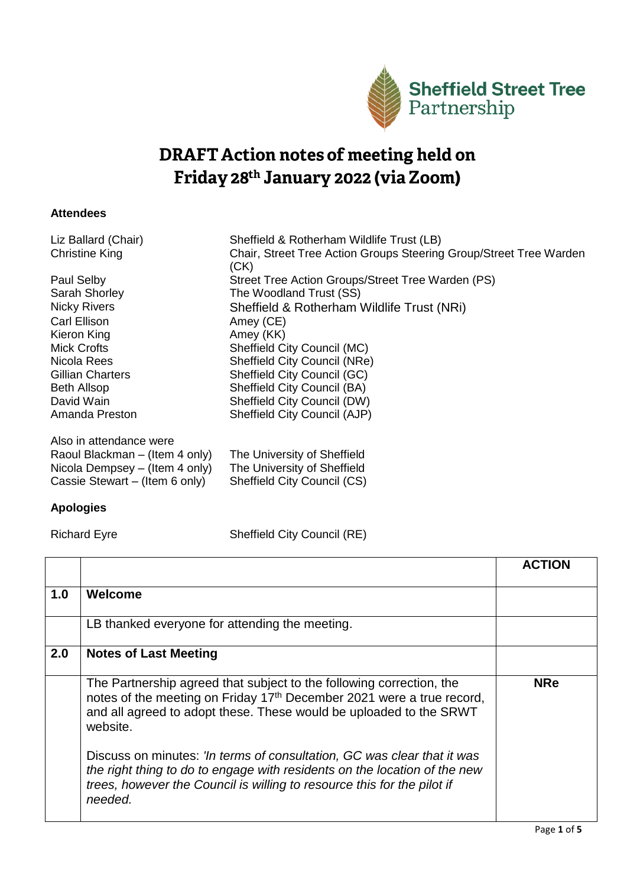Sheffield Street Tree Partnership

# DRAFT Action notes of meeting held on Friday 28th January 2022 (via Zoom)

**Attendees**

| | |
|---|---|
| Liz Ballard (Chair) | Sheffield & Rotherham Wildlife Trust (LB) |
| Christine King | Chair, Street Tree Action Groups Steering Group/Street Tree Warden (CK) |
| Paul Selby | Street Tree Action Groups/Street Tree Warden (PS) |
| Sarah Shorley | The Woodland Trust (SS) |
| Nicky Rivers | Sheffield & Rotherham Wildlife Trust (NRi) |
| Carl Ellison | Amey (CE) |
| Kieron King | Amey (KK) |
| Mick Crofts | Sheffield City Council (MC) |
| Nicola Rees | Sheffield City Council (NRe) |
| Gillian Charters | Sheffield City Council (GC) |
| Beth Allsop | Sheffield City Council (BA) |
| David Wain | Sheffield City Council (DW) |
| Amanda Preston | Sheffield City Council (AJP) |

Also in attendance were

| | |
|---|---|
| Raoul Blackman – (Item 4 only) | The University of Sheffield |
| Nicola Dempsey – (Item 4 only) | The University of Sheffield |
| Cassie Stewart – (Item 6 only) | Sheffield City Council (CS) |

**Apologies**

| | |
|---|---|
| Richard Eyre | Sheffield City Council (RE) |

| | | ACTION |
|---|---|---|
| **1.0** | **Welcome** | |
| | LB thanked everyone for attending the meeting. | |
| **2.0** | **Notes of Last Meeting** | |
| | The Partnership agreed that subject to the following correction, the notes of the meeting on Friday 17th December 2021 were a true record, and all agreed to adopt these. These would be uploaded to the SRWT website.<br><br>Discuss on minutes: *'In terms of consultation, GC was clear that it was the right thing to do to engage with residents on the location of the new trees, however the Council is willing to resource this for the pilot if needed.* | **NRe** |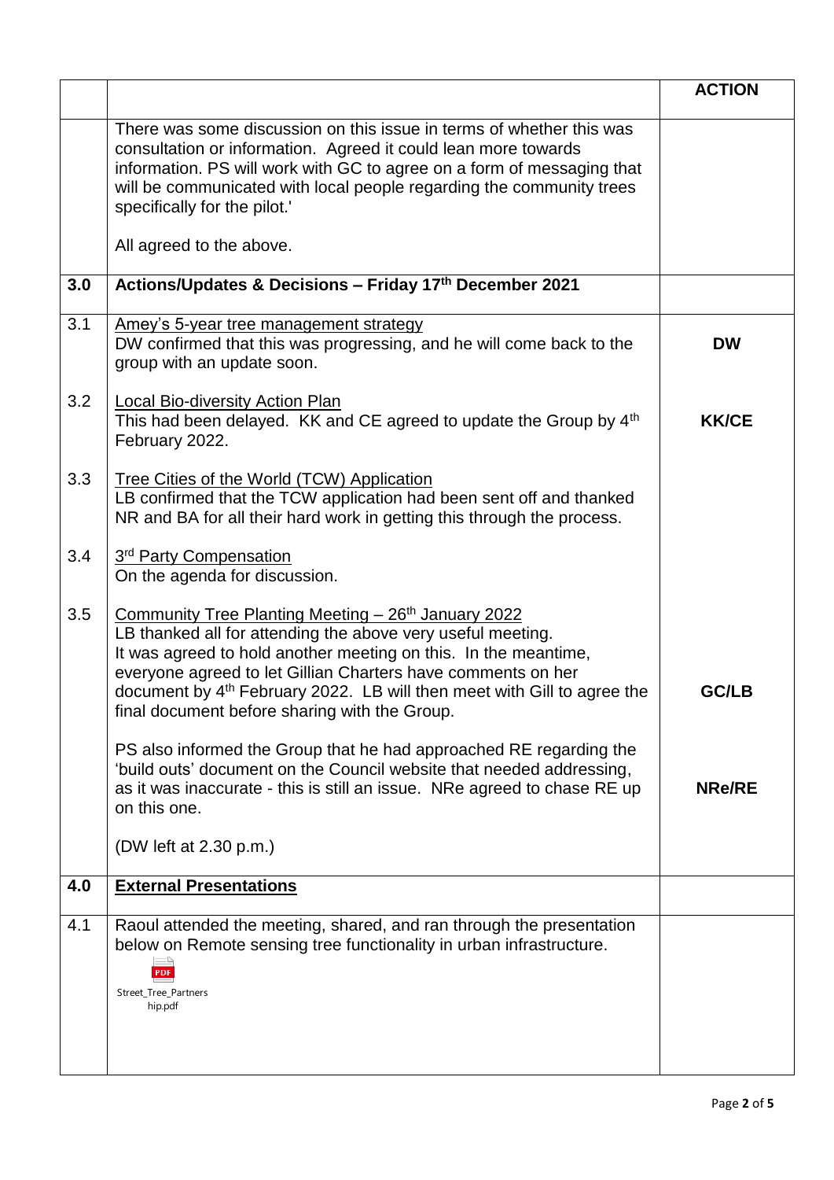| | | ACTION |
|---|---|---|
| | There was some discussion on this issue in terms of whether this was consultation or information. Agreed it could lean more towards information. PS will work with GC to agree on a form of messaging that will be communicated with local people regarding the community trees specifically for the pilot.'<br><br>All agreed to the above. | |
| **3.0** | **Actions/Updates & Decisions – Friday 17th December 2021** | |
| 3.1 | Amey's 5-year tree management strategy<br>DW confirmed that this was progressing, and he will come back to the group with an update soon. | **DW** |
| 3.2 | Local Bio-diversity Action Plan<br>This had been delayed. KK and CE agreed to update the Group by 4th February 2022. | **KK/CE** |
| 3.3 | Tree Cities of the World (TCW) Application<br>LB confirmed that the TCW application had been sent off and thanked NR and BA for all their hard work in getting this through the process. | |
| 3.4 | 3rd Party Compensation<br>On the agenda for discussion. | |
| 3.5 | Community Tree Planting Meeting – 26th January 2022<br>LB thanked all for attending the above very useful meeting.<br>It was agreed to hold another meeting on this. In the meantime, everyone agreed to let Gillian Charters have comments on her document by 4th February 2022. LB will then meet with Gill to agree the final document before sharing with the Group.<br><br>PS also informed the Group that he had approached RE regarding the 'build outs' document on the Council website that needed addressing, as it was inaccurate - this is still an issue. NRe agreed to chase RE up on this one.<br><br>(DW left at 2.30 p.m.) | **GC/LB**<br><br>**NRe/RE** |
| **4.0** | **External Presentations** | |
| 4.1 | Raoul attended the meeting, shared, and ran through the presentation below on Remote sensing tree functionality in urban infrastructure.<br><br>Street_Tree_Partnership.pdf | |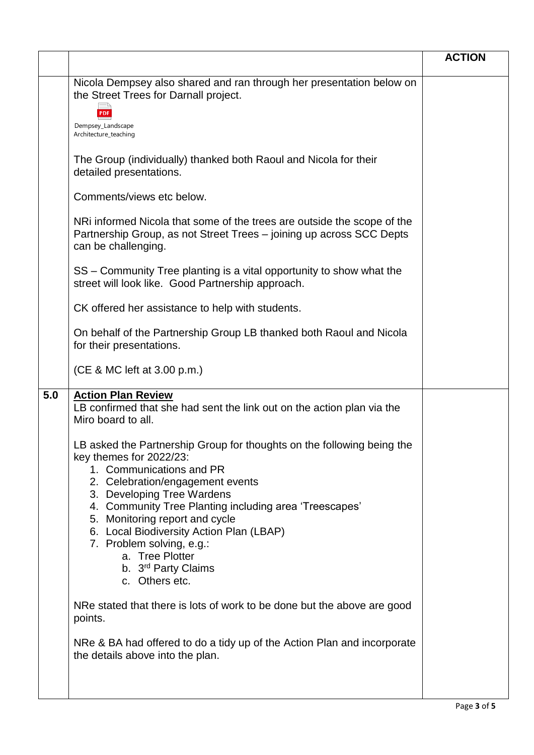| | | ACTION |
|---|---|---|
| | Nicola Dempsey also shared and ran through her presentation below on the Street Trees for Darnall project.<br><br>PDF Dempsey_Landscape Architecture_teaching<br><br>The Group (individually) thanked both Raoul and Nicola for their detailed presentations.<br><br>Comments/views etc below.<br><br>NRi informed Nicola that some of the trees are outside the scope of the Partnership Group, as not Street Trees – joining up across SCC Depts can be challenging.<br><br>SS – Community Tree planting is a vital opportunity to show what the street will look like. Good Partnership approach.<br><br>CK offered her assistance to help with students.<br><br>On behalf of the Partnership Group LB thanked both Raoul and Nicola for their presentations.<br><br>(CE & MC left at 3.00 p.m.) | |
| **5.0** | **Action Plan Review**<br>LB confirmed that she had sent the link out on the action plan via the Miro board to all.<br><br>LB asked the Partnership Group for thoughts on the following being the key themes for 2022/23:<br>1. Communications and PR<br>2. Celebration/engagement events<br>3. Developing Tree Wardens<br>4. Community Tree Planting including area 'Treescapes'<br>5. Monitoring report and cycle<br>6. Local Biodiversity Action Plan (LBAP)<br>7. Problem solving, e.g.:<br>&nbsp;&nbsp;&nbsp;a. Tree Plotter<br>&nbsp;&nbsp;&nbsp;b. 3rd Party Claims<br>&nbsp;&nbsp;&nbsp;c. Others etc.<br><br>NRe stated that there is lots of work to be done but the above are good points.<br><br>NRe & BA had offered to do a tidy up of the Action Plan and incorporate the details above into the plan. | |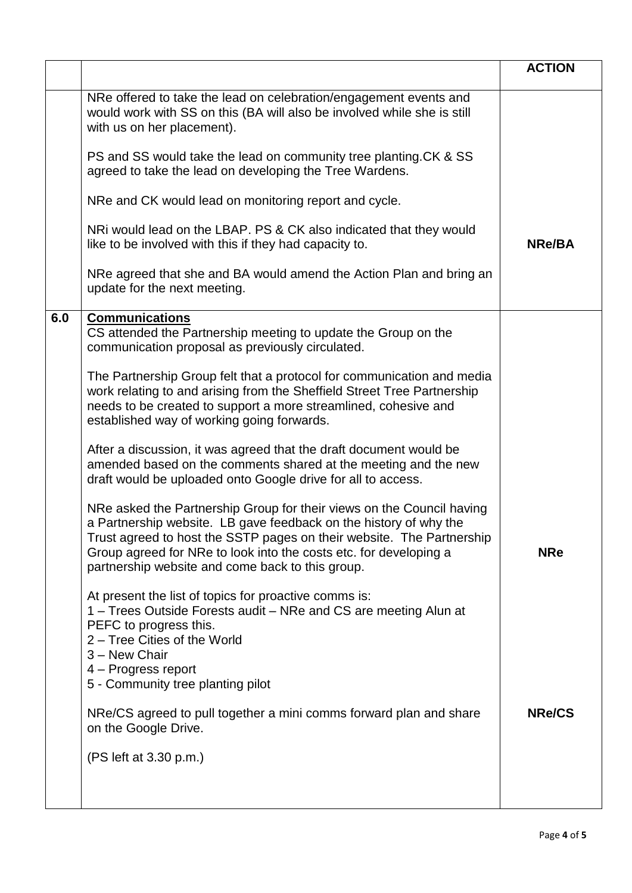| | | ACTION |
|---|---|---|
| | NRe offered to take the lead on celebration/engagement events and would work with SS on this (BA will also be involved while she is still with us on her placement).<br><br>PS and SS would take the lead on community tree planting.CK & SS agreed to take the lead on developing the Tree Wardens.<br><br>NRe and CK would lead on monitoring report and cycle.<br><br>NRi would lead on the LBAP. PS & CK also indicated that they would like to be involved with this if they had capacity to.<br><br>NRe agreed that she and BA would amend the Action Plan and bring an update for the next meeting. | **NRe/BA** |
| **6.0** | **Communications**<br>CS attended the Partnership meeting to update the Group on the communication proposal as previously circulated.<br><br>The Partnership Group felt that a protocol for communication and media work relating to and arising from the Sheffield Street Tree Partnership needs to be created to support a more streamlined, cohesive and established way of working going forwards.<br><br>After a discussion, it was agreed that the draft document would be amended based on the comments shared at the meeting and the new draft would be uploaded onto Google drive for all to access.<br><br>NRe asked the Partnership Group for their views on the Council having a Partnership website. LB gave feedback on the history of why the Trust agreed to host the SSTP pages on their website. The Partnership Group agreed for NRe to look into the costs etc. for developing a partnership website and come back to this group.<br><br>At present the list of topics for proactive comms is:<br>1 – Trees Outside Forests audit – NRe and CS are meeting Alun at PEFC to progress this.<br>2 – Tree Cities of the World<br>3 – New Chair<br>4 – Progress report<br>5 - Community tree planting pilot<br><br>NRe/CS agreed to pull together a mini comms forward plan and share on the Google Drive.<br><br>(PS left at 3.30 p.m.) | **NRe**<br><br>**NRe/CS** |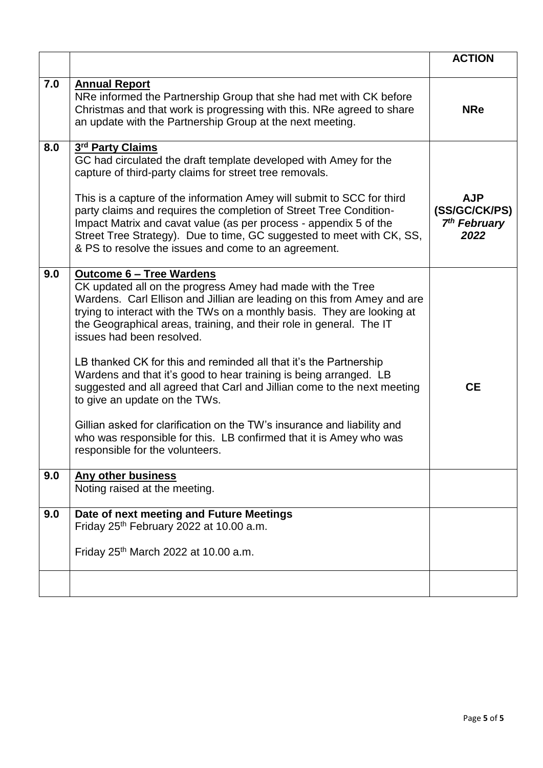| | | ACTION |
|---|---|---|
| 7.0 | **Annual Report**<br>NRe informed the Partnership Group that she had met with CK before Christmas and that work is progressing with this. NRe agreed to share an update with the Partnership Group at the next meeting. | **NRe** |
| 8.0 | **3rd Party Claims**<br>GC had circulated the draft template developed with Amey for the capture of third-party claims for street tree removals.<br><br>This is a capture of the information Amey will submit to SCC for third party claims and requires the completion of Street Tree Condition-Impact Matrix and cavat value (as per process - appendix 5 of the Street Tree Strategy). Due to time, GC suggested to meet with CK, SS, & PS to resolve the issues and come to an agreement. | **AJP (SS/GC/CK/PS)** ***7th February 2022*** |
| 9.0 | **Outcome 6 – Tree Wardens**<br>CK updated all on the progress Amey had made with the Tree Wardens. Carl Ellison and Jillian are leading on this from Amey and are trying to interact with the TWs on a monthly basis. They are looking at the Geographical areas, training, and their role in general. The IT issues had been resolved.<br><br>LB thanked CK for this and reminded all that it's the Partnership Wardens and that it's good to hear training is being arranged. LB suggested and all agreed that Carl and Jillian come to the next meeting to give an update on the TWs.<br><br>Gillian asked for clarification on the TW's insurance and liability and who was responsible for this. LB confirmed that it is Amey who was responsible for the volunteers. | **CE** |
| 9.0 | **Any other business**<br>Noting raised at the meeting. | |
| 9.0 | **Date of next meeting and Future Meetings**<br>Friday 25th February 2022 at 10.00 a.m.<br><br>Friday 25th March 2022 at 10.00 a.m. | |
| | | |